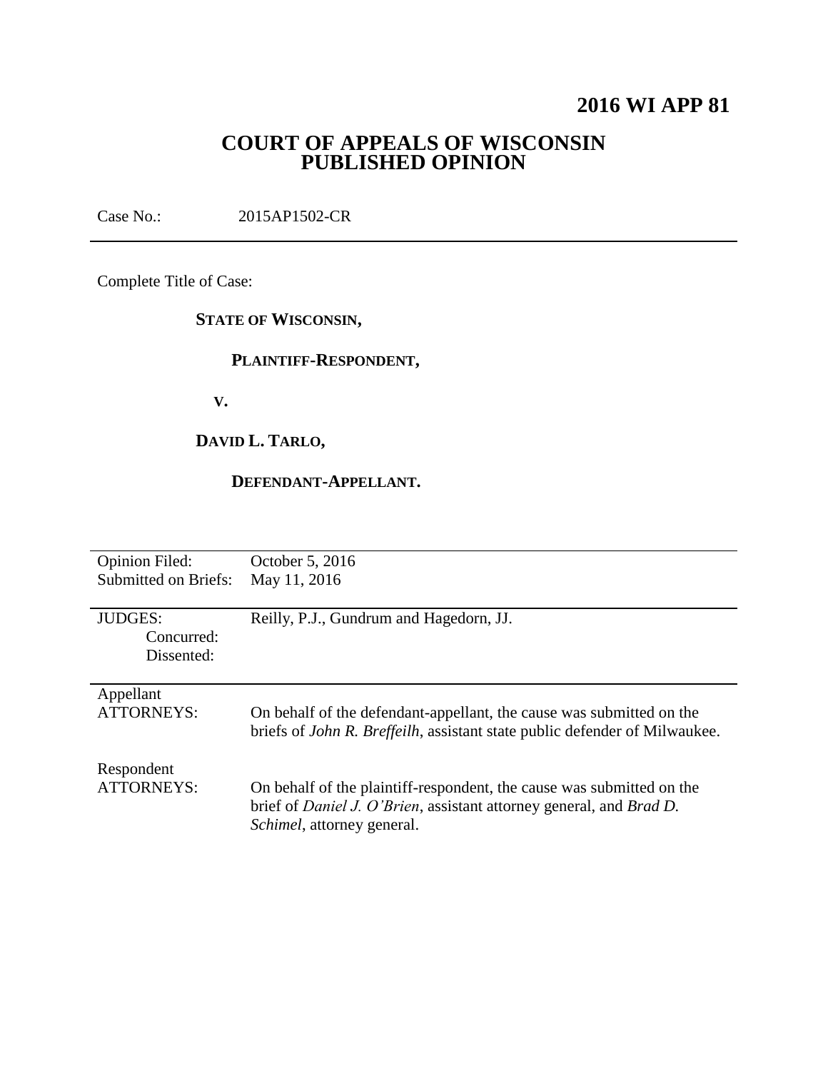# 2016 WI APP 81

## COURT OF APPEALS OF WISCONSIN PUBLISHED OPINION

Case No.: 2015AP1502-CR

---

Complete Title of Case:

**STATE OF WISCONSIN,**

**PLAINTIFF-RESPONDENT,**

**V.**

**DAVID L. TARLO,**

**DEFENDANT-APPELLANT.**

---

| | |
|---|---|
| Opinion Filed: | October 5, 2016 |
| Submitted on Briefs: | May 11, 2016 |
| JUDGES: | Reilly, P.J., Gundrum and Hagedorn, JJ. |
| Concurred: | |
| Dissented: | |
| Appellant ATTORNEYS: | On behalf of the defendant-appellant, the cause was submitted on the briefs of *John R. Breffeilh*, assistant state public defender of Milwaukee. |
| Respondent ATTORNEYS: | On behalf of the plaintiff-respondent, the cause was submitted on the brief of *Daniel J. O'Brien*, assistant attorney general, and *Brad D. Schimel*, attorney general. |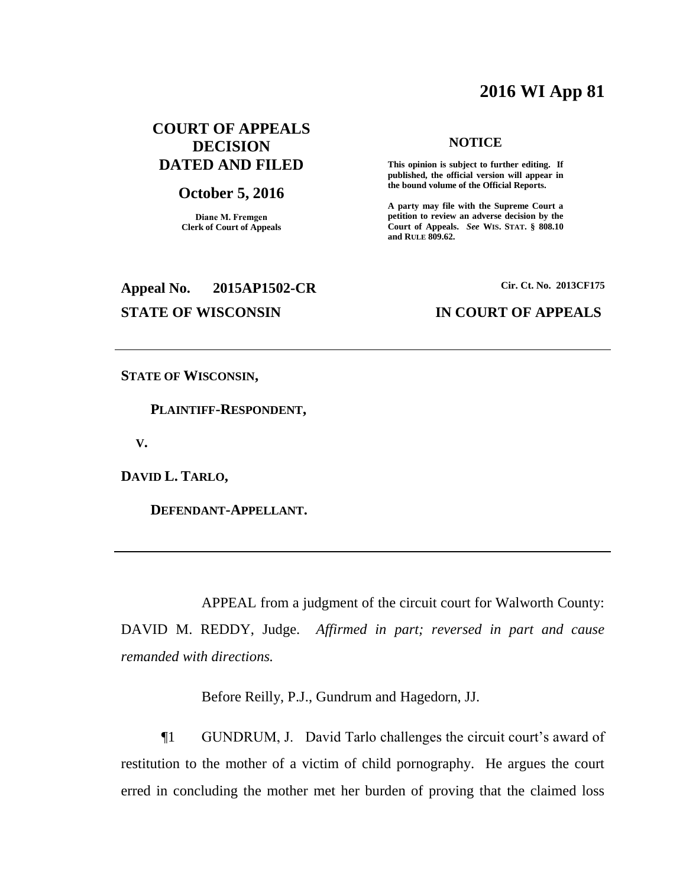# 2016 WI App 81

**COURT OF APPEALS DECISION DATED AND FILED**

**October 5, 2016**

**Diane M. Fremgen**
**Clerk of Court of Appeals**

**NOTICE**

**This opinion is subject to further editing. If published, the official version will appear in the bound volume of the Official Reports.**

**A party may file with the Supreme Court a petition to review an adverse decision by the Court of Appeals. *See* WIS. STAT. § 808.10 and RULE 809.62.**

**Appeal No. 2015AP1502-CR** **Cir. Ct. No. 2013CF175**

**STATE OF WISCONSIN** **IN COURT OF APPEALS**

---

**STATE OF WISCONSIN,**

**PLAINTIFF-RESPONDENT,**

**V.**

**DAVID L. TARLO,**

**DEFENDANT-APPELLANT.**

---

APPEAL from a judgment of the circuit court for Walworth County: DAVID M. REDDY, Judge. *Affirmed in part; reversed in part and cause remanded with directions.*

Before Reilly, P.J., Gundrum and Hagedorn, JJ.

¶1 GUNDRUM, J. David Tarlo challenges the circuit court's award of restitution to the mother of a victim of child pornography. He argues the court erred in concluding the mother met her burden of proving that the claimed loss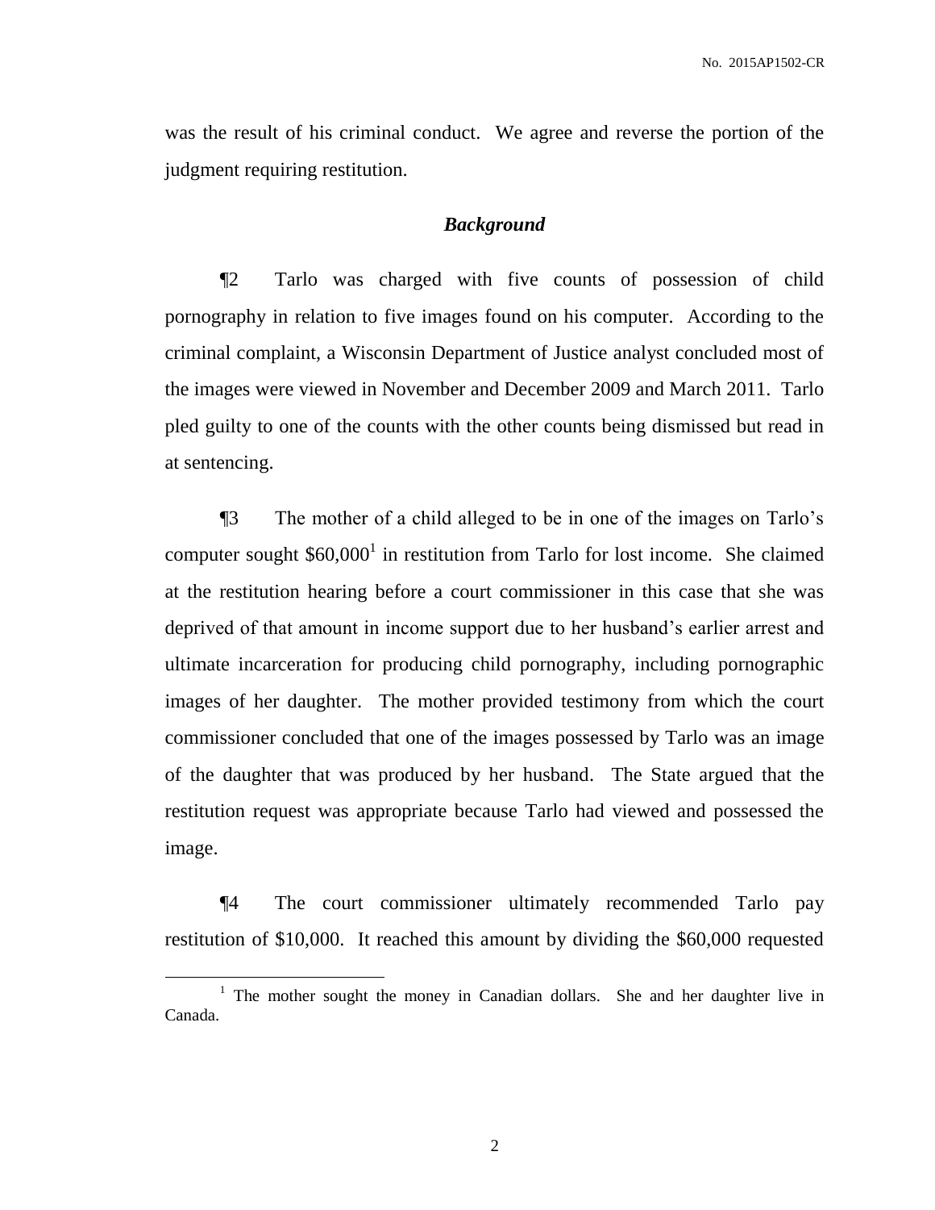was the result of his criminal conduct. We agree and reverse the portion of the judgment requiring restitution.

### *Background*

¶2 Tarlo was charged with five counts of possession of child pornography in relation to five images found on his computer. According to the criminal complaint, a Wisconsin Department of Justice analyst concluded most of the images were viewed in November and December 2009 and March 2011. Tarlo pled guilty to one of the counts with the other counts being dismissed but read in at sentencing.

¶3 The mother of a child alleged to be in one of the images on Tarlo's computer sought $60,000[1] in restitution from Tarlo for lost income. She claimed at the restitution hearing before a court commissioner in this case that she was deprived of that amount in income support due to her husband's earlier arrest and ultimate incarceration for producing child pornography, including pornographic images of her daughter. The mother provided testimony from which the court commissioner concluded that one of the images possessed by Tarlo was an image of the daughter that was produced by her husband. The State argued that the restitution request was appropriate because Tarlo had viewed and possessed the image.

¶4 The court commissioner ultimately recommended Tarlo pay restitution of $10,000. It reached this amount by dividing the $60,000 requested

[1] The mother sought the money in Canadian dollars. She and her daughter live in Canada.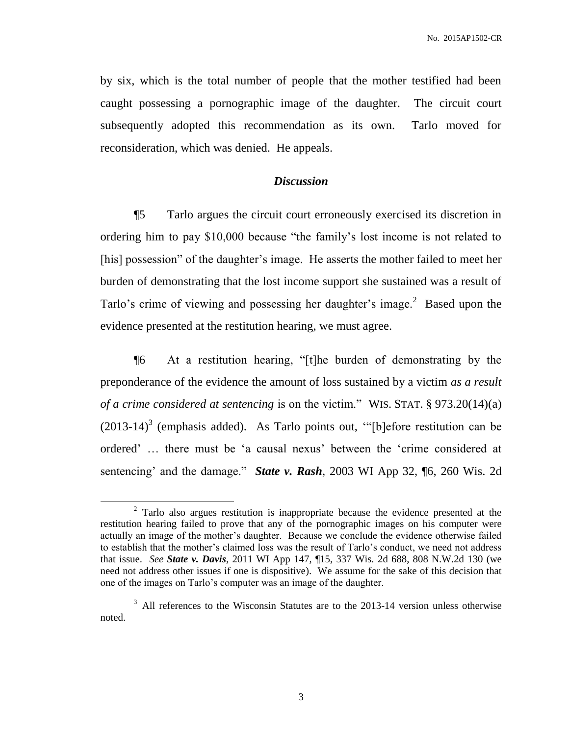by six, which is the total number of people that the mother testified had been caught possessing a pornographic image of the daughter. The circuit court subsequently adopted this recommendation as its own. Tarlo moved for reconsideration, which was denied. He appeals.

## *Discussion*

¶5 Tarlo argues the circuit court erroneously exercised its discretion in ordering him to pay $10,000 because "the family's lost income is not related to [his] possession" of the daughter's image. He asserts the mother failed to meet her burden of demonstrating that the lost income support she sustained was a result of Tarlo's crime of viewing and possessing her daughter's image.[2] Based upon the evidence presented at the restitution hearing, we must agree.

¶6 At a restitution hearing, "[t]he burden of demonstrating by the preponderance of the evidence the amount of loss sustained by a victim *as a result of a crime considered at sentencing* is on the victim." WIS. STAT. § 973.20(14)(a) (2013-14)[3] (emphasis added). As Tarlo points out, '"[b]efore restitution can be ordered' … there must be 'a causal nexus' between the 'crime considered at sentencing' and the damage." ***State v. Rash***, 2003 WI App 32, ¶6, 260 Wis. 2d

---

[2] Tarlo also argues restitution is inappropriate because the evidence presented at the restitution hearing failed to prove that any of the pornographic images on his computer were actually an image of the mother's daughter. Because we conclude the evidence otherwise failed to establish that the mother's claimed loss was the result of Tarlo's conduct, we need not address that issue. *See* ***State v. Davis***, 2011 WI App 147, ¶15, 337 Wis. 2d 688, 808 N.W.2d 130 (we need not address other issues if one is dispositive). We assume for the sake of this decision that one of the images on Tarlo's computer was an image of the daughter.

[3] All references to the Wisconsin Statutes are to the 2013-14 version unless otherwise noted.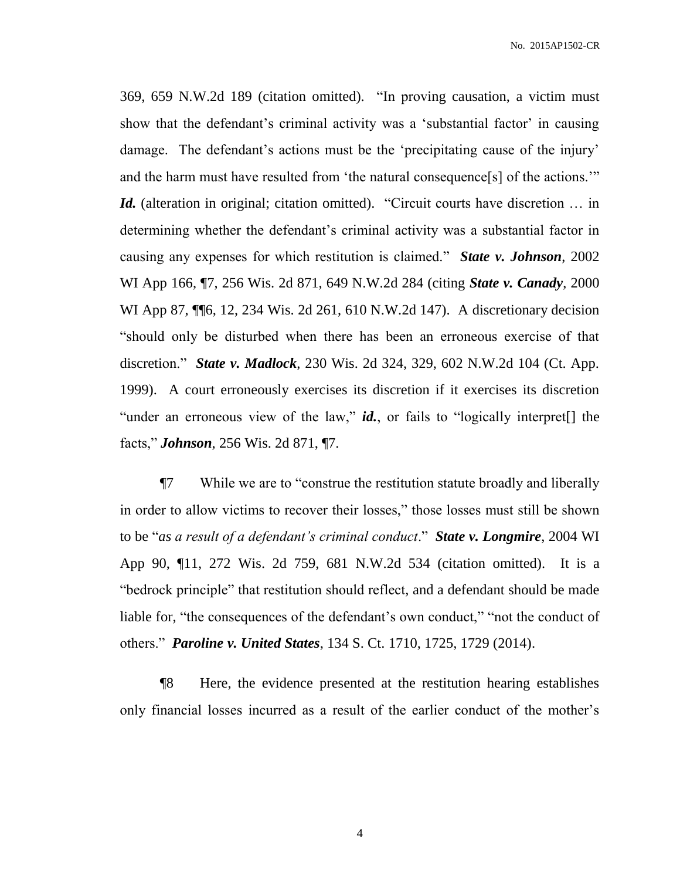369, 659 N.W.2d 189 (citation omitted). "In proving causation, a victim must show that the defendant's criminal activity was a 'substantial factor' in causing damage. The defendant's actions must be the 'precipitating cause of the injury' and the harm must have resulted from 'the natural consequence[s] of the actions.'" ***Id.*** (alteration in original; citation omitted). "Circuit courts have discretion … in determining whether the defendant's criminal activity was a substantial factor in causing any expenses for which restitution is claimed." ***State v. Johnson***, 2002 WI App 166, ¶7, 256 Wis. 2d 871, 649 N.W.2d 284 (citing ***State v. Canady***, 2000 WI App 87, ¶¶6, 12, 234 Wis. 2d 261, 610 N.W.2d 147). A discretionary decision "should only be disturbed when there has been an erroneous exercise of that discretion." ***State v. Madlock***, 230 Wis. 2d 324, 329, 602 N.W.2d 104 (Ct. App. 1999). A court erroneously exercises its discretion if it exercises its discretion "under an erroneous view of the law," ***id.***, or fails to "logically interpret[] the facts," ***Johnson***, 256 Wis. 2d 871, ¶7.

¶7 While we are to "construe the restitution statute broadly and liberally in order to allow victims to recover their losses," those losses must still be shown to be "*as a result of a defendant's criminal conduct*." ***State v. Longmire***, 2004 WI App 90, ¶11, 272 Wis. 2d 759, 681 N.W.2d 534 (citation omitted). It is a "bedrock principle" that restitution should reflect, and a defendant should be made liable for, "the consequences of the defendant's own conduct," "not the conduct of others." ***Paroline v. United States***, 134 S. Ct. 1710, 1725, 1729 (2014).

¶8 Here, the evidence presented at the restitution hearing establishes only financial losses incurred as a result of the earlier conduct of the mother's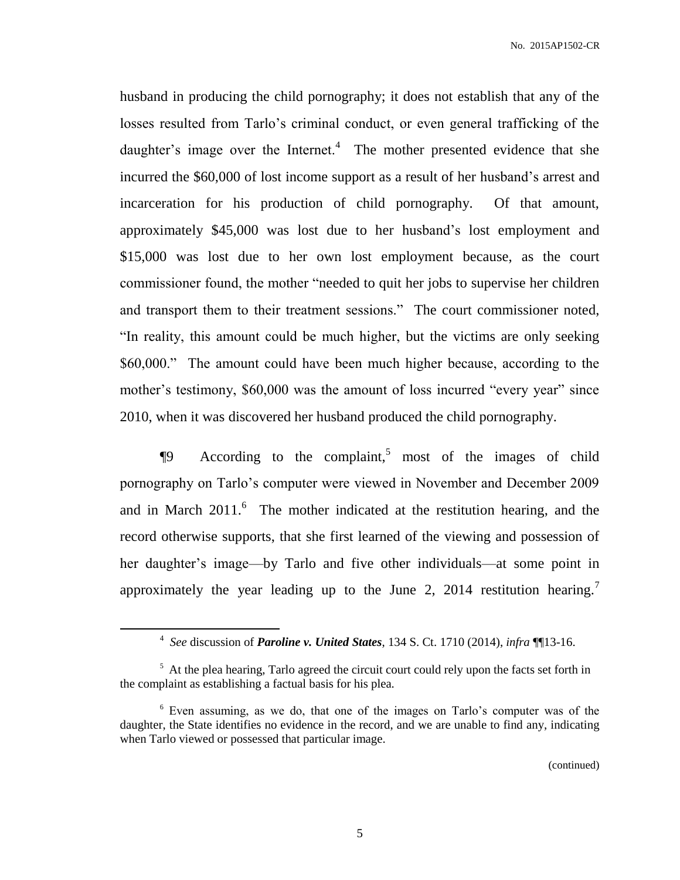husband in producing the child pornography; it does not establish that any of the losses resulted from Tarlo's criminal conduct, or even general trafficking of the daughter's image over the Internet.[4] The mother presented evidence that she incurred the $60,000 of lost income support as a result of her husband's arrest and incarceration for his production of child pornography. Of that amount, approximately $45,000 was lost due to her husband's lost employment and $15,000 was lost due to her own lost employment because, as the court commissioner found, the mother "needed to quit her jobs to supervise her children and transport them to their treatment sessions." The court commissioner noted, "In reality, this amount could be much higher, but the victims are only seeking $60,000." The amount could have been much higher because, according to the mother's testimony, $60,000 was the amount of loss incurred "every year" since 2010, when it was discovered her husband produced the child pornography.

¶9 According to the complaint,[5] most of the images of child pornography on Tarlo's computer were viewed in November and December 2009 and in March 2011.[6] The mother indicated at the restitution hearing, and the record otherwise supports, that she first learned of the viewing and possession of her daughter's image—by Tarlo and five other individuals—at some point in approximately the year leading up to the June 2, 2014 restitution hearing.[7]

---

[4] *See* discussion of ***Paroline v. United States***, 134 S. Ct. 1710 (2014), *infra* ¶¶13-16.

[5] At the plea hearing, Tarlo agreed the circuit court could rely upon the facts set forth in the complaint as establishing a factual basis for his plea.

[6] Even assuming, as we do, that one of the images on Tarlo's computer was of the daughter, the State identifies no evidence in the record, and we are unable to find any, indicating when Tarlo viewed or possessed that particular image.

(continued)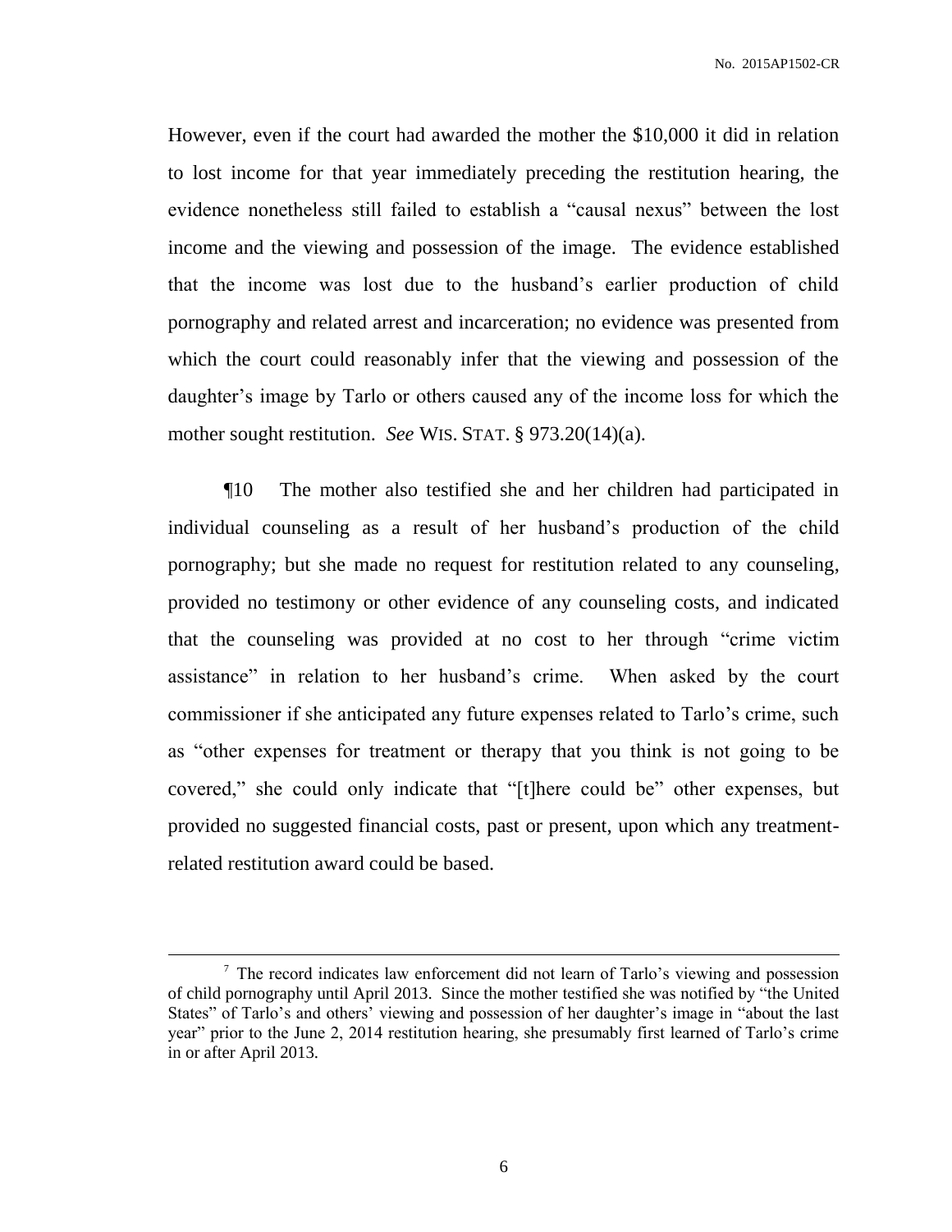However, even if the court had awarded the mother the $10,000 it did in relation to lost income for that year immediately preceding the restitution hearing, the evidence nonetheless still failed to establish a "causal nexus" between the lost income and the viewing and possession of the image. The evidence established that the income was lost due to the husband's earlier production of child pornography and related arrest and incarceration; no evidence was presented from which the court could reasonably infer that the viewing and possession of the daughter's image by Tarlo or others caused any of the income loss for which the mother sought restitution. *See* WIS. STAT. § 973.20(14)(a).

¶10 The mother also testified she and her children had participated in individual counseling as a result of her husband's production of the child pornography; but she made no request for restitution related to any counseling, provided no testimony or other evidence of any counseling costs, and indicated that the counseling was provided at no cost to her through "crime victim assistance" in relation to her husband's crime. When asked by the court commissioner if she anticipated any future expenses related to Tarlo's crime, such as "other expenses for treatment or therapy that you think is not going to be covered," she could only indicate that "[t]here could be" other expenses, but provided no suggested financial costs, past or present, upon which any treatment-related restitution award could be based.

---

[7] The record indicates law enforcement did not learn of Tarlo's viewing and possession of child pornography until April 2013. Since the mother testified she was notified by "the United States" of Tarlo's and others' viewing and possession of her daughter's image in "about the last year" prior to the June 2, 2014 restitution hearing, she presumably first learned of Tarlo's crime in or after April 2013.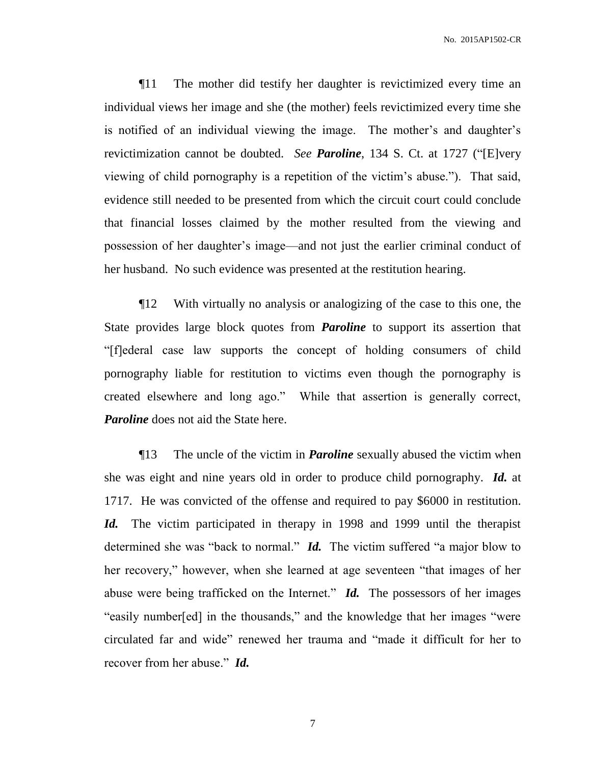¶11 The mother did testify her daughter is revictimized every time an individual views her image and she (the mother) feels revictimized every time she is notified of an individual viewing the image. The mother's and daughter's revictimization cannot be doubted. *See* ***Paroline***, 134 S. Ct. at 1727 ("[E]very viewing of child pornography is a repetition of the victim's abuse."). That said, evidence still needed to be presented from which the circuit court could conclude that financial losses claimed by the mother resulted from the viewing and possession of her daughter's image—and not just the earlier criminal conduct of her husband. No such evidence was presented at the restitution hearing.

¶12 With virtually no analysis or analogizing of the case to this one, the State provides large block quotes from ***Paroline*** to support its assertion that "[f]ederal case law supports the concept of holding consumers of child pornography liable for restitution to victims even though the pornography is created elsewhere and long ago." While that assertion is generally correct, ***Paroline*** does not aid the State here.

¶13 The uncle of the victim in ***Paroline*** sexually abused the victim when she was eight and nine years old in order to produce child pornography. ***Id.*** at 1717. He was convicted of the offense and required to pay $6000 in restitution. ***Id.*** The victim participated in therapy in 1998 and 1999 until the therapist determined she was "back to normal." ***Id.*** The victim suffered "a major blow to her recovery," however, when she learned at age seventeen "that images of her abuse were being trafficked on the Internet." ***Id.*** The possessors of her images "easily number[ed] in the thousands," and the knowledge that her images "were circulated far and wide" renewed her trauma and "made it difficult for her to recover from her abuse." ***Id.***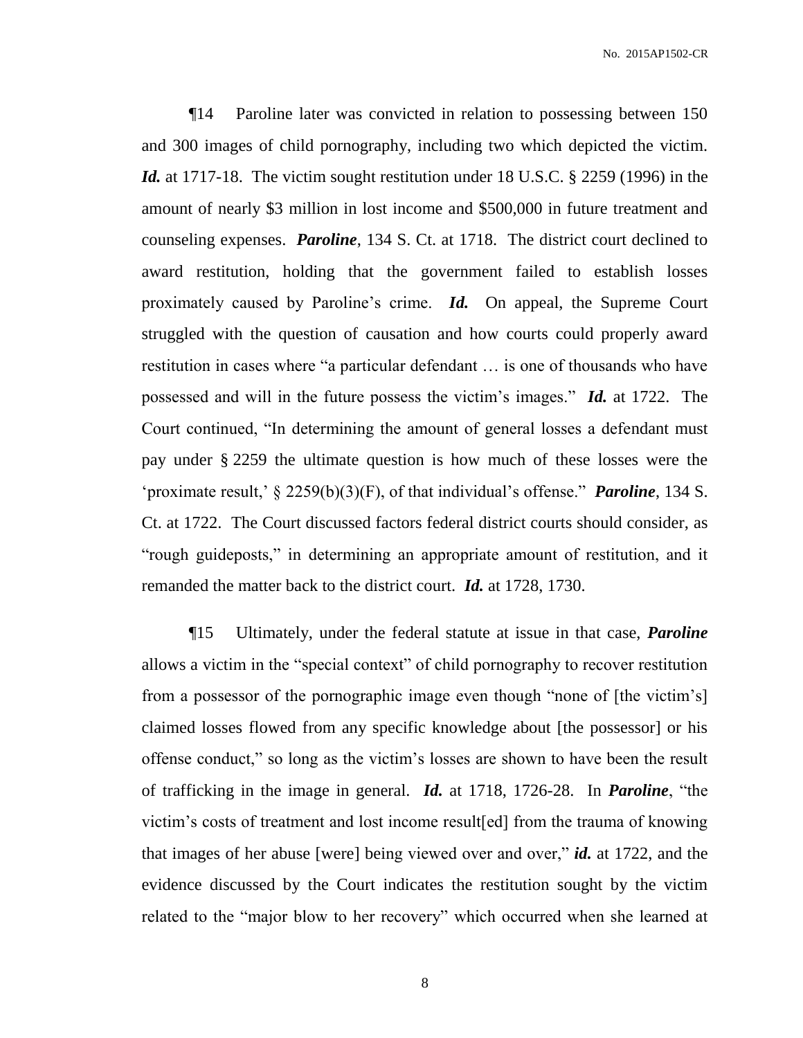¶14 Paroline later was convicted in relation to possessing between 150 and 300 images of child pornography, including two which depicted the victim. ***Id.*** at 1717-18. The victim sought restitution under 18 U.S.C. § 2259 (1996) in the amount of nearly $3 million in lost income and $500,000 in future treatment and counseling expenses. ***Paroline***, 134 S. Ct. at 1718. The district court declined to award restitution, holding that the government failed to establish losses proximately caused by Paroline's crime. ***Id.*** On appeal, the Supreme Court struggled with the question of causation and how courts could properly award restitution in cases where "a particular defendant … is one of thousands who have possessed and will in the future possess the victim's images." ***Id.*** at 1722. The Court continued, "In determining the amount of general losses a defendant must pay under § 2259 the ultimate question is how much of these losses were the 'proximate result,' § 2259(b)(3)(F), of that individual's offense." ***Paroline***, 134 S. Ct. at 1722. The Court discussed factors federal district courts should consider, as "rough guideposts," in determining an appropriate amount of restitution, and it remanded the matter back to the district court. ***Id.*** at 1728, 1730.

¶15 Ultimately, under the federal statute at issue in that case, ***Paroline*** allows a victim in the "special context" of child pornography to recover restitution from a possessor of the pornographic image even though "none of [the victim's] claimed losses flowed from any specific knowledge about [the possessor] or his offense conduct," so long as the victim's losses are shown to have been the result of trafficking in the image in general. ***Id.*** at 1718, 1726-28. In ***Paroline***, "the victim's costs of treatment and lost income result[ed] from the trauma of knowing that images of her abuse [were] being viewed over and over," ***id.*** at 1722, and the evidence discussed by the Court indicates the restitution sought by the victim related to the "major blow to her recovery" which occurred when she learned at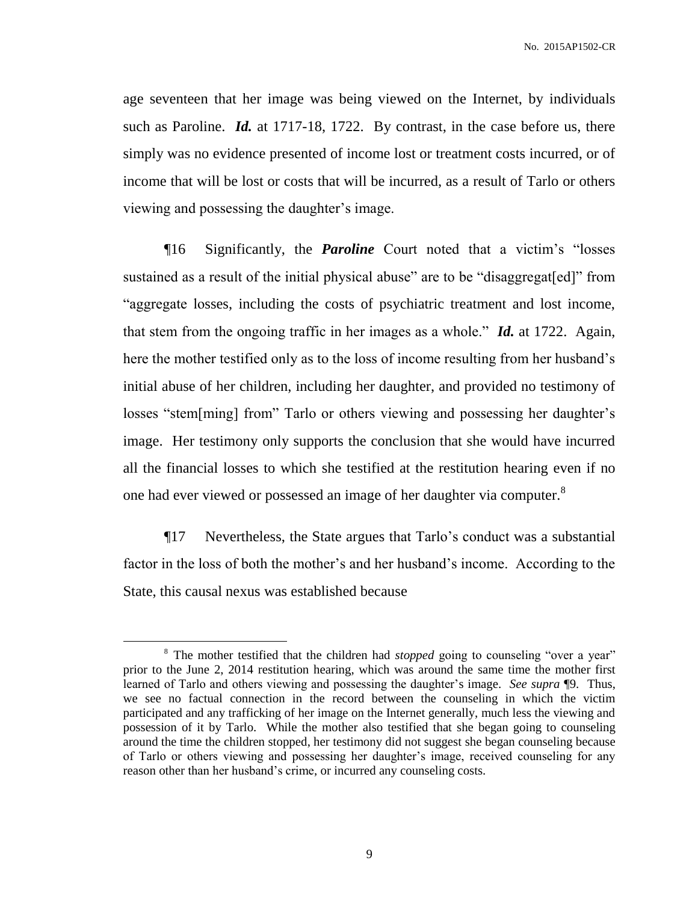age seventeen that her image was being viewed on the Internet, by individuals such as Paroline. ***Id.*** at 1717-18, 1722. By contrast, in the case before us, there simply was no evidence presented of income lost or treatment costs incurred, or of income that will be lost or costs that will be incurred, as a result of Tarlo or others viewing and possessing the daughter's image.

¶16 Significantly, the ***Paroline*** Court noted that a victim's "losses sustained as a result of the initial physical abuse" are to be "disaggregat[ed]" from "aggregate losses, including the costs of psychiatric treatment and lost income, that stem from the ongoing traffic in her images as a whole." ***Id.*** at 1722. Again, here the mother testified only as to the loss of income resulting from her husband's initial abuse of her children, including her daughter, and provided no testimony of losses "stem[ming] from" Tarlo or others viewing and possessing her daughter's image. Her testimony only supports the conclusion that she would have incurred all the financial losses to which she testified at the restitution hearing even if no one had ever viewed or possessed an image of her daughter via computer.[8]

¶17 Nevertheless, the State argues that Tarlo's conduct was a substantial factor in the loss of both the mother's and her husband's income. According to the State, this causal nexus was established because

---

[8] The mother testified that the children had *stopped* going to counseling "over a year" prior to the June 2, 2014 restitution hearing, which was around the same time the mother first learned of Tarlo and others viewing and possessing the daughter's image. *See supra* ¶9. Thus, we see no factual connection in the record between the counseling in which the victim participated and any trafficking of her image on the Internet generally, much less the viewing and possession of it by Tarlo. While the mother also testified that she began going to counseling around the time the children stopped, her testimony did not suggest she began counseling because of Tarlo or others viewing and possessing her daughter's image, received counseling for any reason other than her husband's crime, or incurred any counseling costs.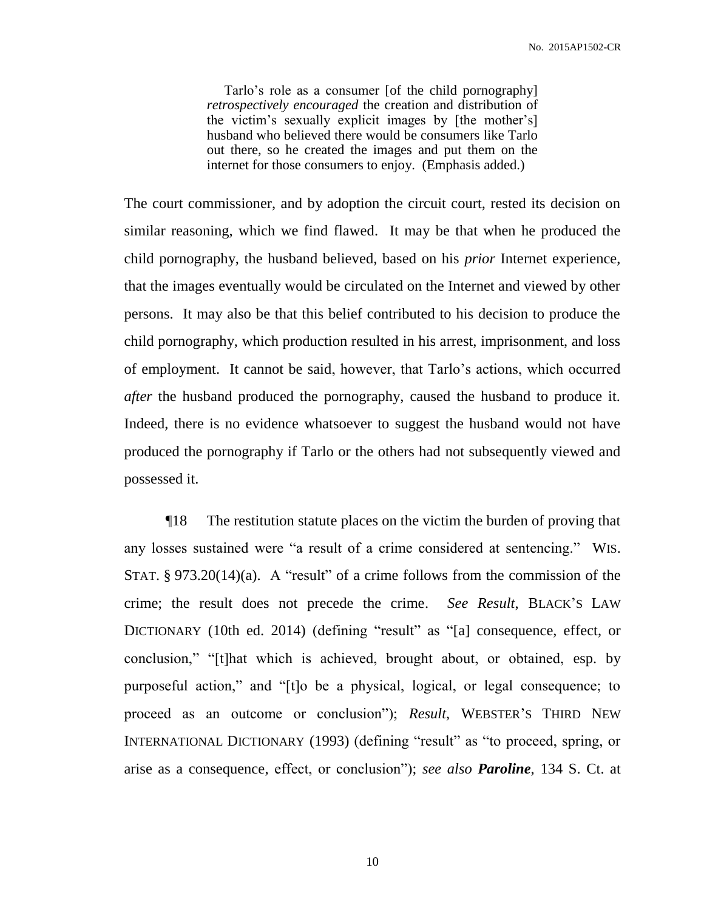> Tarlo's role as a consumer [of the child pornography] *retrospectively encouraged* the creation and distribution of the victim's sexually explicit images by [the mother's] husband who believed there would be consumers like Tarlo out there, so he created the images and put them on the internet for those consumers to enjoy. (Emphasis added.)

The court commissioner, and by adoption the circuit court, rested its decision on similar reasoning, which we find flawed. It may be that when he produced the child pornography, the husband believed, based on his *prior* Internet experience, that the images eventually would be circulated on the Internet and viewed by other persons. It may also be that this belief contributed to his decision to produce the child pornography, which production resulted in his arrest, imprisonment, and loss of employment. It cannot be said, however, that Tarlo's actions, which occurred *after* the husband produced the pornography, caused the husband to produce it. Indeed, there is no evidence whatsoever to suggest the husband would not have produced the pornography if Tarlo or the others had not subsequently viewed and possessed it.

¶18 The restitution statute places on the victim the burden of proving that any losses sustained were "a result of a crime considered at sentencing." WIS. STAT. § 973.20(14)(a). A "result" of a crime follows from the commission of the crime; the result does not precede the crime. *See Result*, BLACK'S LAW DICTIONARY (10th ed. 2014) (defining "result" as "[a] consequence, effect, or conclusion," "[t]hat which is achieved, brought about, or obtained, esp. by purposeful action," and "[t]o be a physical, logical, or legal consequence; to proceed as an outcome or conclusion"); *Result*, WEBSTER'S THIRD NEW INTERNATIONAL DICTIONARY (1993) (defining "result" as "to proceed, spring, or arise as a consequence, effect, or conclusion"); *see also **Paroline***, 134 S. Ct. at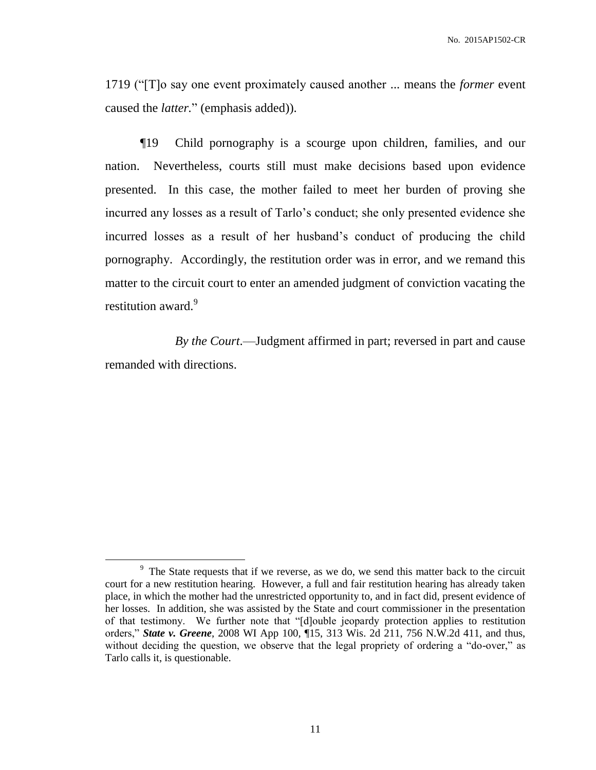1719 ("[T]o say one event proximately caused another ... means the *former* event caused the *latter.*" (emphasis added)).

¶19 Child pornography is a scourge upon children, families, and our nation. Nevertheless, courts still must make decisions based upon evidence presented. In this case, the mother failed to meet her burden of proving she incurred any losses as a result of Tarlo's conduct; she only presented evidence she incurred losses as a result of her husband's conduct of producing the child pornography. Accordingly, the restitution order was in error, and we remand this matter to the circuit court to enter an amended judgment of conviction vacating the restitution award.[9]

*By the Court*.—Judgment affirmed in part; reversed in part and cause remanded with directions.

---

[9] The State requests that if we reverse, as we do, we send this matter back to the circuit court for a new restitution hearing. However, a full and fair restitution hearing has already taken place, in which the mother had the unrestricted opportunity to, and in fact did, present evidence of her losses. In addition, she was assisted by the State and court commissioner in the presentation of that testimony. We further note that "[d]ouble jeopardy protection applies to restitution orders," ***State v. Greene***, 2008 WI App 100, ¶15, 313 Wis. 2d 211, 756 N.W.2d 411, and thus, without deciding the question, we observe that the legal propriety of ordering a "do-over," as Tarlo calls it, is questionable.